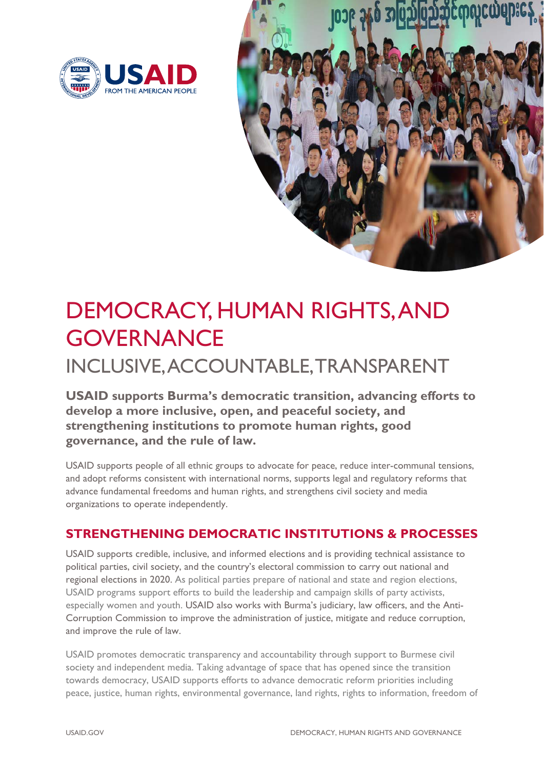# DEMOCRACY, HUMAN RIGHTS, AND GOVERNANCE

## INCLUSIVE, ACCOUNTABLE, TRANSPARENT

**USAID supports Burma's democratic transition, advancing efforts to develop a more inclusive, open, and peaceful society, and strengthening institutions to promote human rights, good governance, and the rule of law.**

USAID supports people of all ethnic groups to advocate for peace, reduce inter-communal tensions, and adopt reforms consistent with international norms, supports legal and regulatory reforms that advance fundamental freedoms and human rights, and strengthens civil society and media organizations to operate independently.

## STRENGTHENING DEMOCRATIC INSTITUTIONS & PROCESSES

USAID supports credible, inclusive, and informed elections and is providing technical assistance to political parties, civil society, and the country's electoral commission to carry out national and regional elections in 2020. As political parties prepare of national and state and region elections, USAID programs support efforts to build the leadership and campaign skills of party activists, especially women and youth. USAID also works with Burma's judiciary, law officers, and the Anti-Corruption Commission to improve the administration of justice, mitigate and reduce corruption, and improve the rule of law.

USAID promotes democratic transparency and accountability through support to Burmese civil society and independent media. Taking advantage of space that has opened since the transition towards democracy, USAID supports efforts to advance democratic reform priorities including peace, justice, human rights, environmental governance, land rights, rights to information, freedom of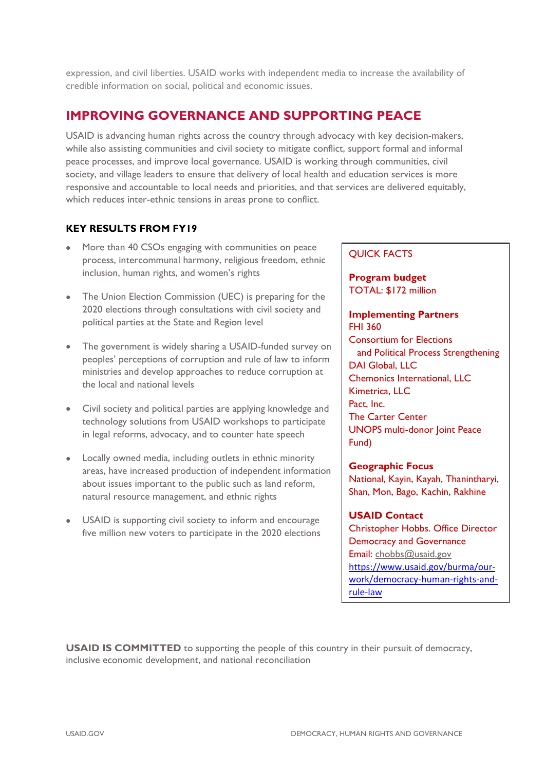expression, and civil liberties. USAID works with independent media to increase the availability of credible information on social, political and economic issues.

## IMPROVING GOVERNANCE AND SUPPORTING PEACE

USAID is advancing human rights across the country through advocacy with key decision-makers, while also assisting communities and civil society to mitigate conflict, support formal and informal peace processes, and improve local governance. USAID is working through communities, civil society, and village leaders to ensure that delivery of local health and education services is more responsive and accountable to local needs and priorities, and that services are delivered equitably, which reduces inter-ethnic tensions in areas prone to conflict.

### KEY RESULTS FROM FY19

- More than 40 CSOs engaging with communities on peace process, intercommunal harmony, religious freedom, ethnic inclusion, human rights, and women's rights
- The Union Election Commission (UEC) is preparing for the 2020 elections through consultations with civil society and political parties at the State and Region level
- The government is widely sharing a USAID-funded survey on peoples' perceptions of corruption and rule of law to inform ministries and develop approaches to reduce corruption at the local and national levels
- Civil society and political parties are applying knowledge and technology solutions from USAID workshops to participate in legal reforms, advocacy, and to counter hate speech
- Locally owned media, including outlets in ethnic minority areas, have increased production of independent information about issues important to the public such as land reform, natural resource management, and ethnic rights
- USAID is supporting civil society to inform and encourage five million new voters to participate in the 2020 elections

QUICK FACTS

**Program budget**
TOTAL: $172 million

**Implementing Partners**
FHI 360
Consortium for Elections and Political Process Strengthening
DAI Global, LLC
Chemonics International, LLC
Kimetrica, LLC
Pact, Inc.
The Carter Center
UNOPS multi-donor Joint Peace Fund)

**Geographic Focus**
National, Kayin, Kayah, Thanintharyi, Shan, Mon, Bago, Kachin, Rakhine

**USAID Contact**
Christopher Hobbs. Office Director
Democracy and Governance
Email: chobbs@usaid.gov
https://www.usaid.gov/burma/our-work/democracy-human-rights-and-rule-law

**USAID IS COMMITTED** to supporting the people of this country in their pursuit of democracy, inclusive economic development, and national reconciliation